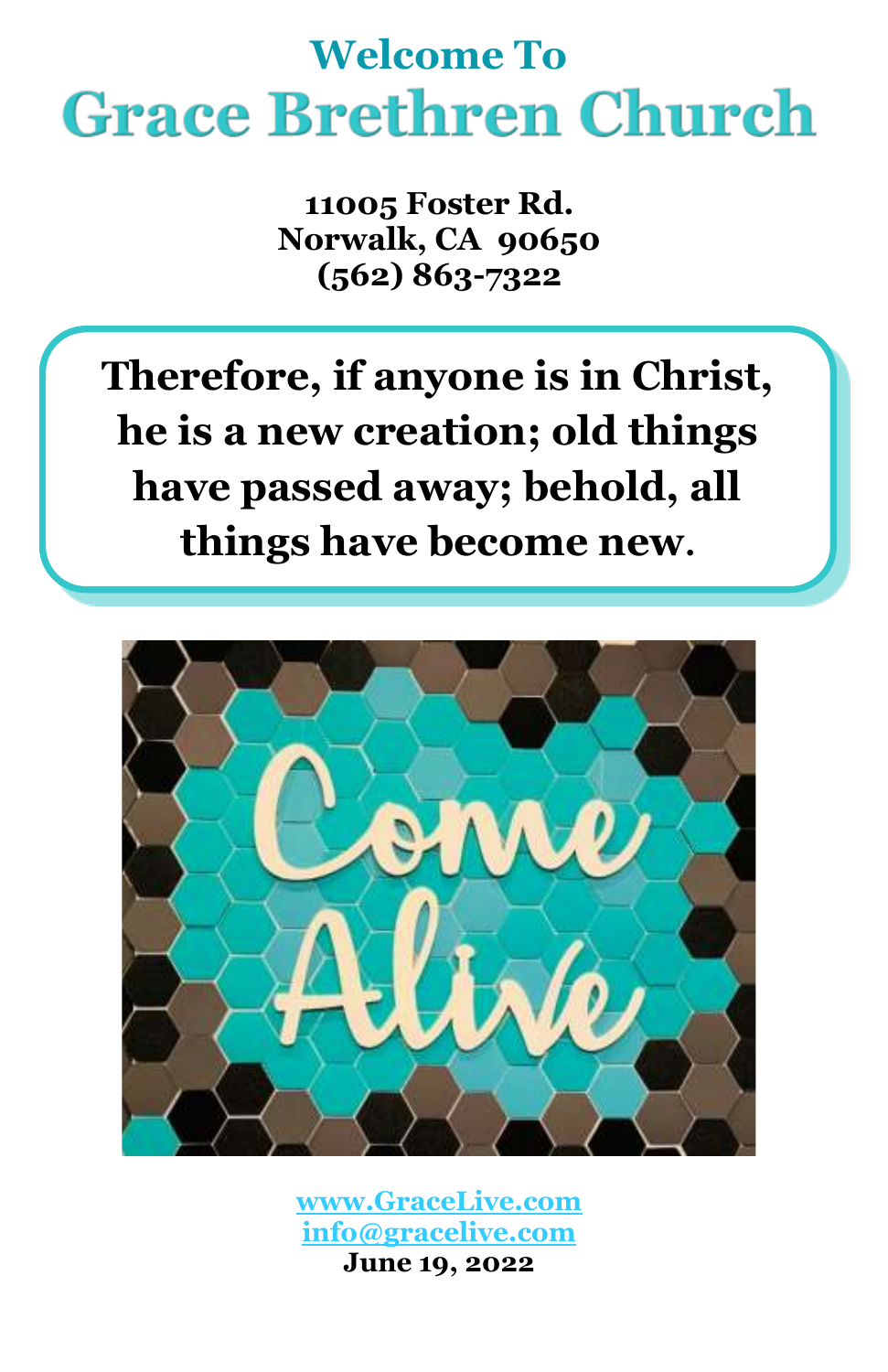# Welcome To
# Grace Brethren Church

**11005 Foster Rd.**
**Norwalk, CA 90650**
**(562) 863-7322**

**Therefore, if anyone is in Christ, he is a new creation; old things have passed away; behold, all things have become new.**

www.GraceLive.com
info@gracelive.com
**June 19, 2022**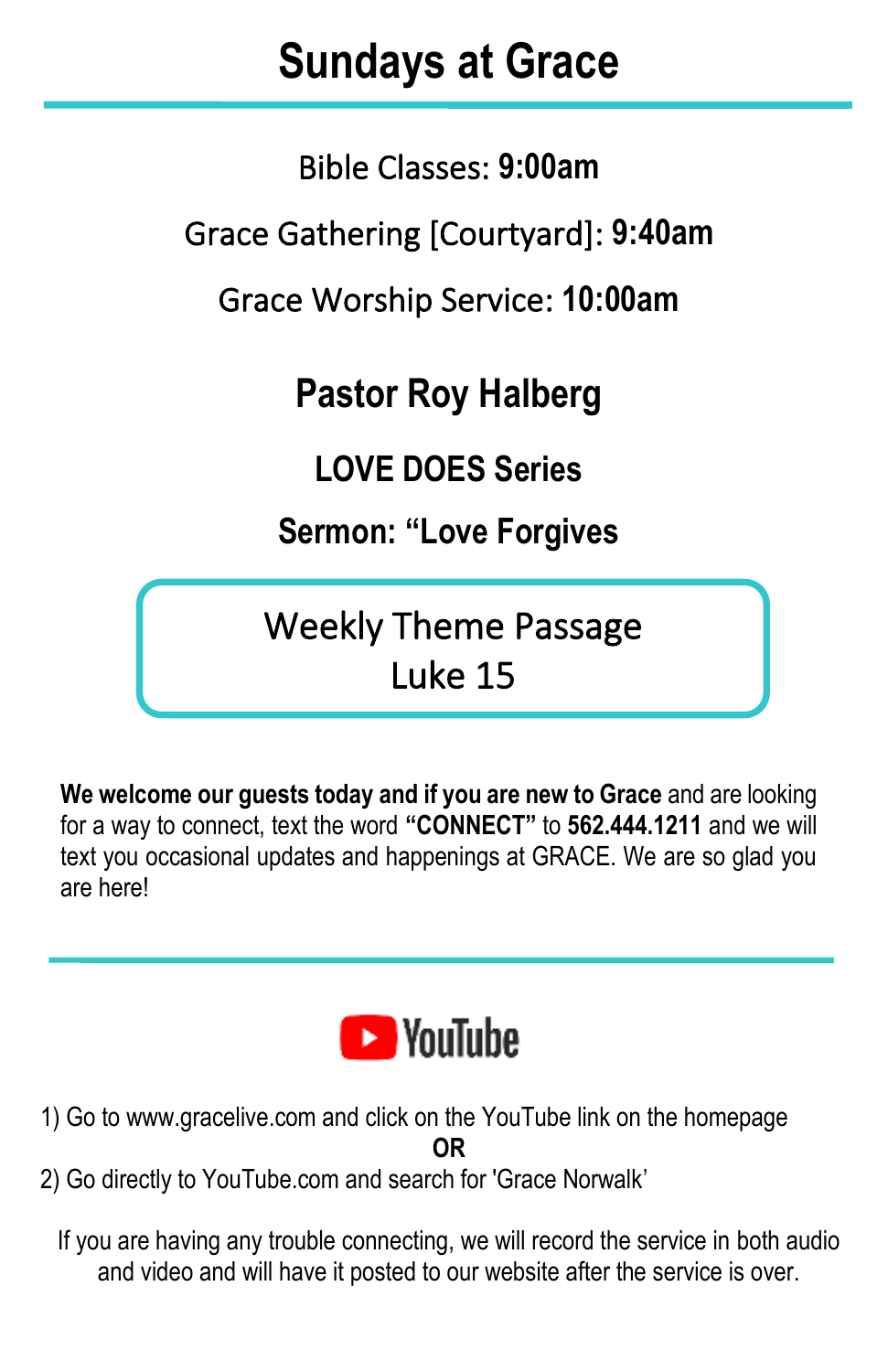# Sundays at Grace

Bible Classes: **9:00am**

Grace Gathering [Courtyard]: **9:40am**

Grace Worship Service: **10:00am**

## Pastor Roy Halberg

**LOVE DOES Series**

**Sermon: "Love Forgives**

Weekly Theme Passage
Luke 15

**We welcome our guests today and if you are new to Grace** and are looking for a way to connect, text the word **"CONNECT"** to **562.444.1211** and we will text you occasional updates and happenings at GRACE. We are so glad you are here!

---

YouTube

1) Go to www.gracelive.com and click on the YouTube link on the homepage

**OR**

2) Go directly to YouTube.com and search for 'Grace Norwalk'

If you are having any trouble connecting, we will record the service in both audio and video and will have it posted to our website after the service is over.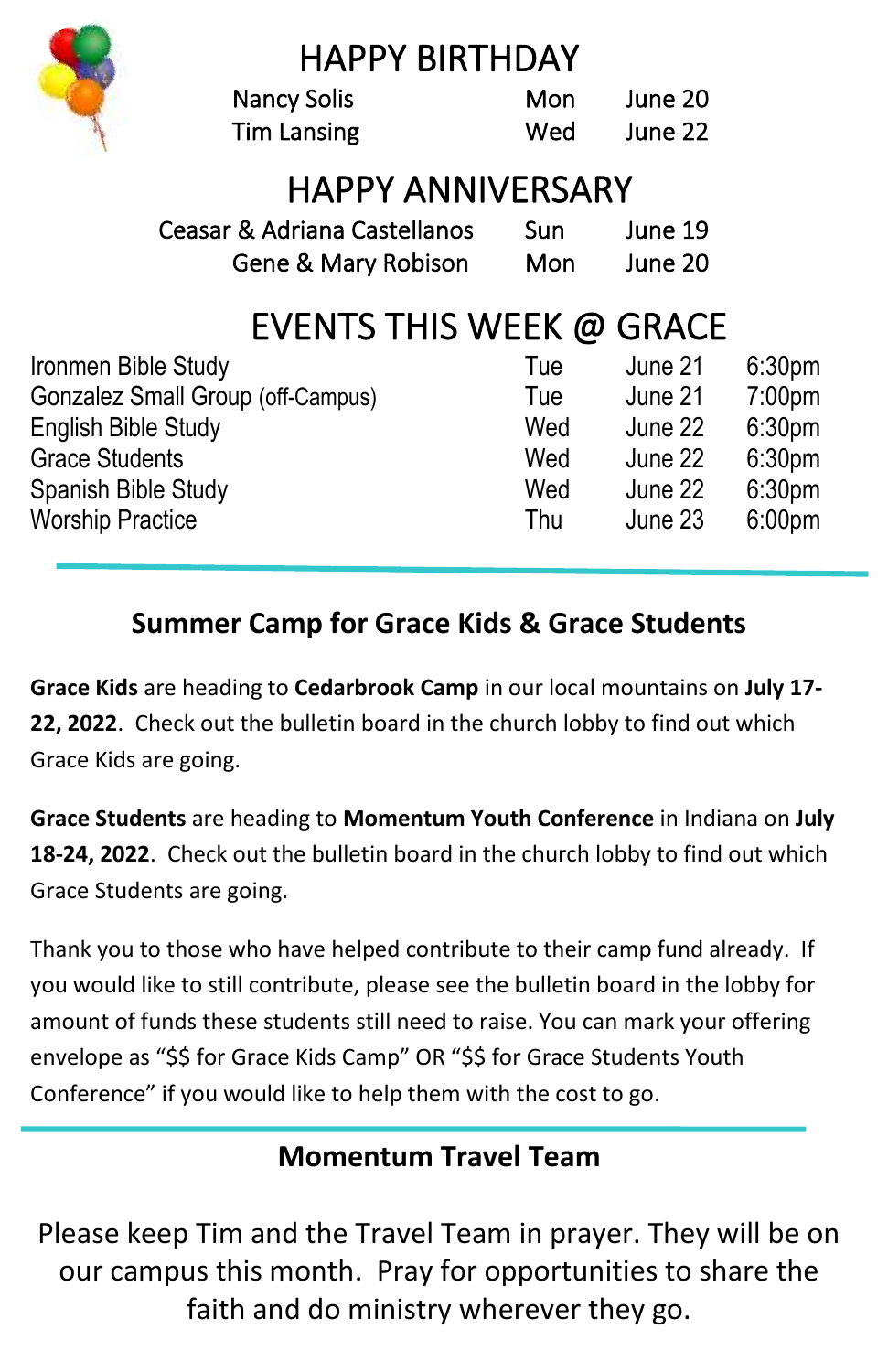## HAPPY BIRTHDAY

| | | |
|---|---|---|
| Nancy Solis | Mon | June 20 |
| Tim Lansing | Wed | June 22 |

## HAPPY ANNIVERSARY

| | | |
|---|---|---|
| Ceasar & Adriana Castellanos | Sun | June 19 |
| Gene & Mary Robison | Mon | June 20 |

## EVENTS THIS WEEK @ GRACE

| | | | |
|---|---|---|---|
| Ironmen Bible Study | Tue | June 21 | 6:30pm |
| Gonzalez Small Group (off-Campus) | Tue | June 21 | 7:00pm |
| English Bible Study | Wed | June 22 | 6:30pm |
| Grace Students | Wed | June 22 | 6:30pm |
| Spanish Bible Study | Wed | June 22 | 6:30pm |
| Worship Practice | Thu | June 23 | 6:00pm |

---

### Summer Camp for Grace Kids & Grace Students

**Grace Kids** are heading to **Cedarbrook Camp** in our local mountains on **July 17-22, 2022**. Check out the bulletin board in the church lobby to find out which Grace Kids are going.

**Grace Students** are heading to **Momentum Youth Conference** in Indiana on **July 18-24, 2022**. Check out the bulletin board in the church lobby to find out which Grace Students are going.

Thank you to those who have helped contribute to their camp fund already. If you would like to still contribute, please see the bulletin board in the lobby for amount of funds these students still need to raise. You can mark your offering envelope as "$$ for Grace Kids Camp" OR "$$ for Grace Students Youth Conference" if you would like to help them with the cost to go.

---

### Momentum Travel Team

Please keep Tim and the Travel Team in prayer. They will be on our campus this month. Pray for opportunities to share the faith and do ministry wherever they go.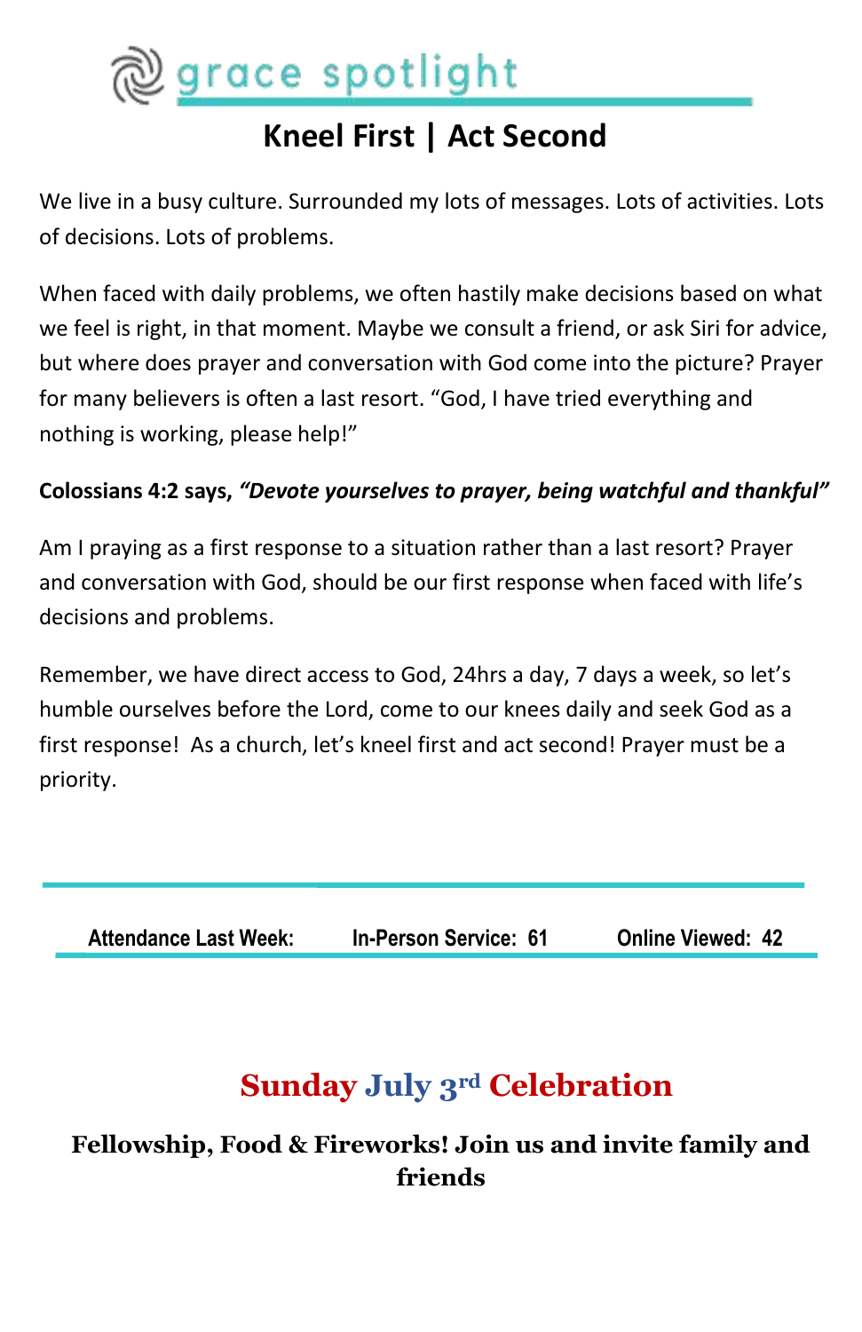# grace spotlight

## Kneel First | Act Second

We live in a busy culture. Surrounded my lots of messages. Lots of activities. Lots of decisions. Lots of problems.

When faced with daily problems, we often hastily make decisions based on what we feel is right, in that moment. Maybe we consult a friend, or ask Siri for advice, but where does prayer and conversation with God come into the picture? Prayer for many believers is often a last resort. "God, I have tried everything and nothing is working, please help!"

**Colossians 4:2 says, *"Devote yourselves to prayer, being watchful and thankful"***

Am I praying as a first response to a situation rather than a last resort? Prayer and conversation with God, should be our first response when faced with life's decisions and problems.

Remember, we have direct access to God, 24hrs a day, 7 days a week, so let's humble ourselves before the Lord, come to our knees daily and seek God as a first response! As a church, let's kneel first and act second! Prayer must be a priority.

---

**Attendance Last Week:** **In-Person Service: 61** **Online Viewed: 42**

---

## Sunday July 3rd Celebration

**Fellowship, Food & Fireworks! Join us and invite family and friends**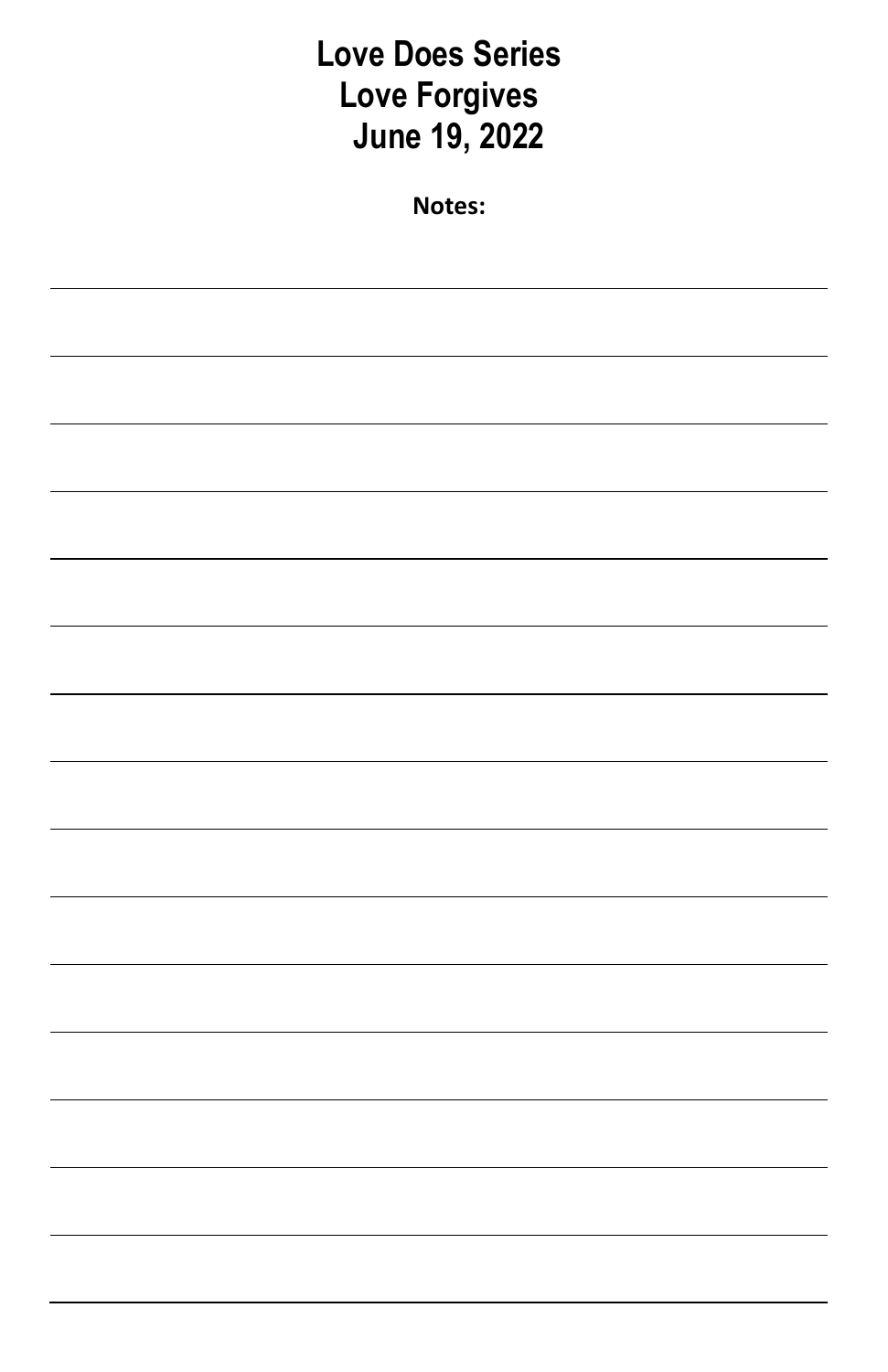# Love Does Series
# Love Forgives
# June 19, 2022

**Notes:**